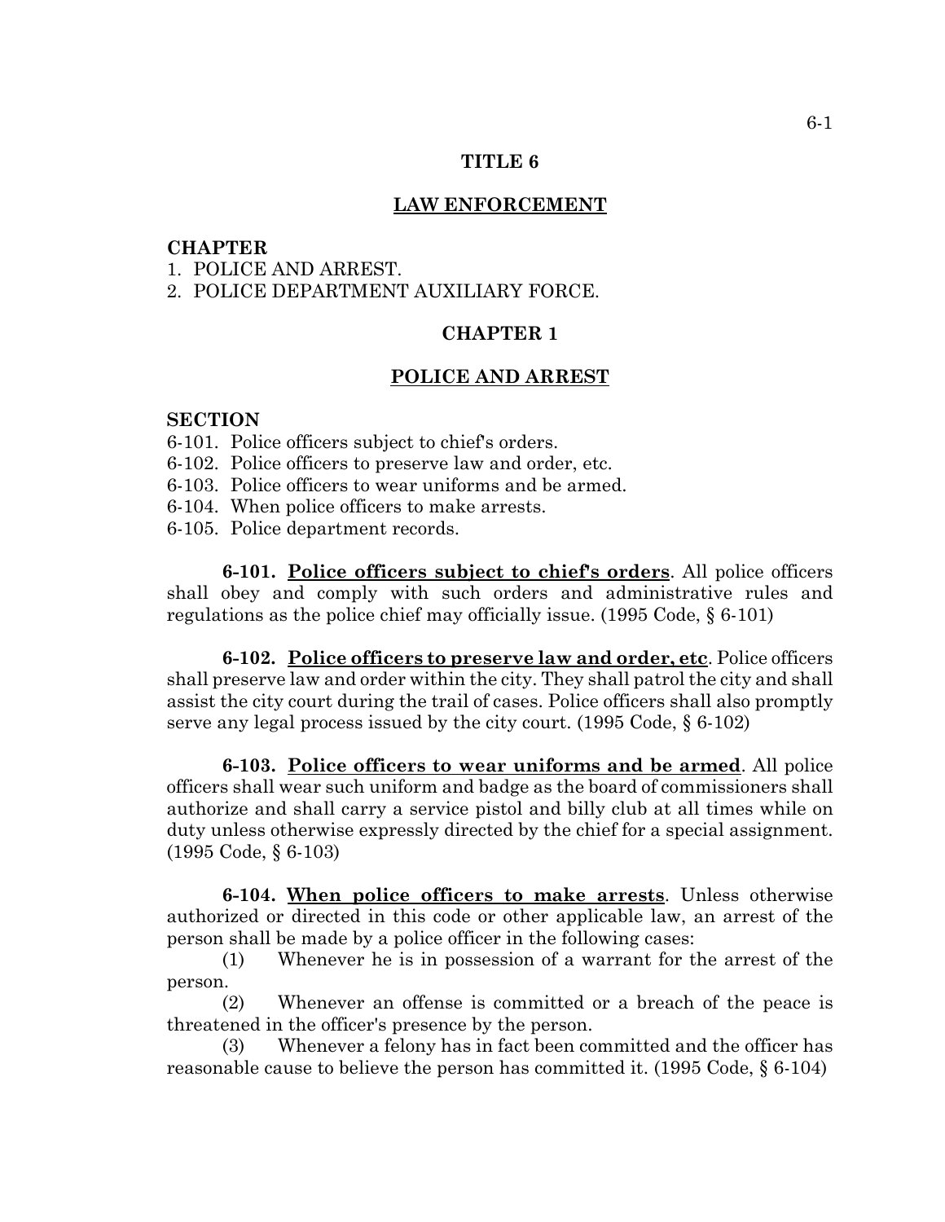# TITLE 6

## LAW ENFORCEMENT

**CHAPTER**
1. POLICE AND ARREST.
2. POLICE DEPARTMENT AUXILIARY FORCE.

## CHAPTER 1

## POLICE AND ARREST

**SECTION**
6-101. Police officers subject to chief's orders.
6-102. Police officers to preserve law and order, etc.
6-103. Police officers to wear uniforms and be armed.
6-104. When police officers to make arrests.
6-105. Police department records.

**6-101. Police officers subject to chief's orders**. All police officers shall obey and comply with such orders and administrative rules and regulations as the police chief may officially issue. (1995 Code, § 6-101)

**6-102. Police officers to preserve law and order, etc**. Police officers shall preserve law and order within the city. They shall patrol the city and shall assist the city court during the trail of cases. Police officers shall also promptly serve any legal process issued by the city court. (1995 Code, § 6-102)

**6-103. Police officers to wear uniforms and be armed**. All police officers shall wear such uniform and badge as the board of commissioners shall authorize and shall carry a service pistol and billy club at all times while on duty unless otherwise expressly directed by the chief for a special assignment. (1995 Code, § 6-103)

**6-104. When police officers to make arrests**. Unless otherwise authorized or directed in this code or other applicable law, an arrest of the person shall be made by a police officer in the following cases:

(1) Whenever he is in possession of a warrant for the arrest of the person.

(2) Whenever an offense is committed or a breach of the peace is threatened in the officer's presence by the person.

(3) Whenever a felony has in fact been committed and the officer has reasonable cause to believe the person has committed it. (1995 Code, § 6-104)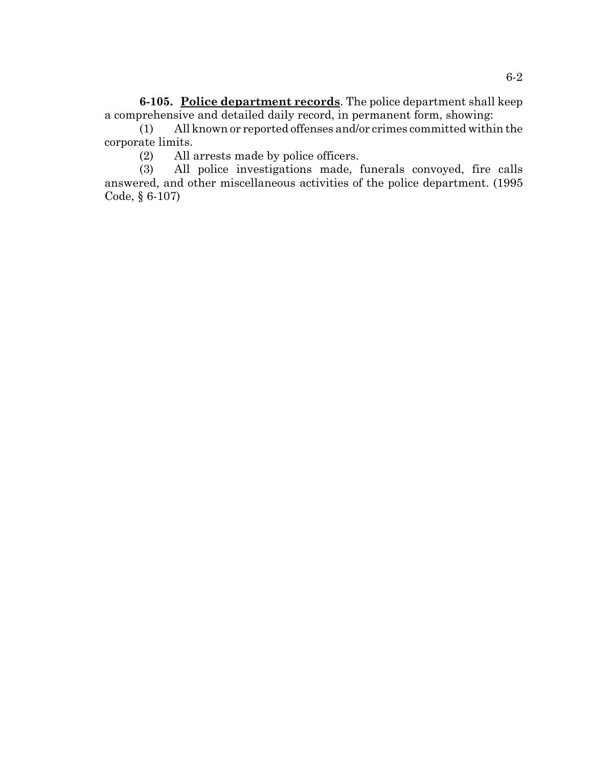**6-105. <u>Police department records</u>**. The police department shall keep a comprehensive and detailed daily record, in permanent form, showing:

(1) All known or reported offenses and/or crimes committed within the corporate limits.

(2) All arrests made by police officers.

(3) All police investigations made, funerals convoyed, fire calls answered, and other miscellaneous activities of the police department. (1995 Code, § 6-107)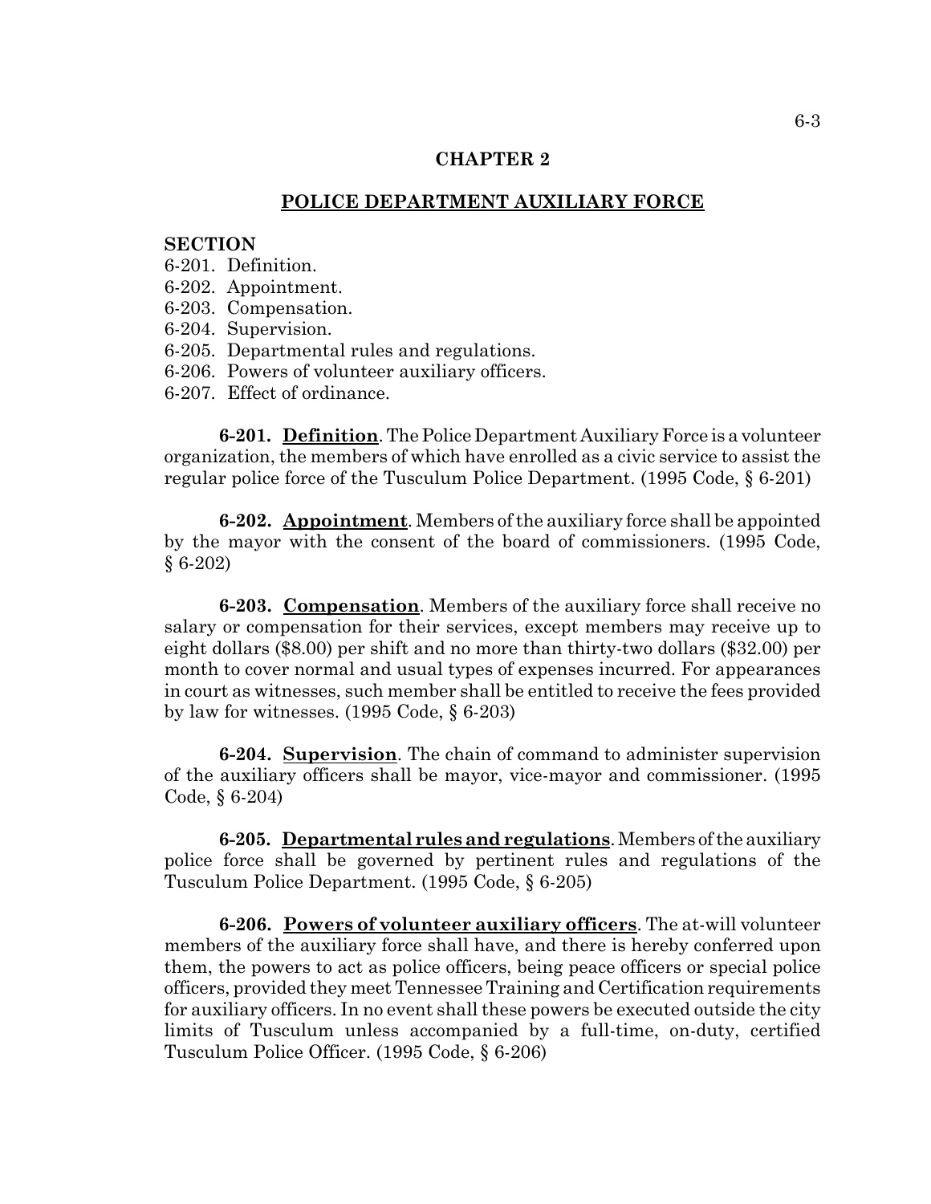# CHAPTER 2

## POLICE DEPARTMENT AUXILIARY FORCE

**SECTION**

6-201. Definition.
6-202. Appointment.
6-203. Compensation.
6-204. Supervision.
6-205. Departmental rules and regulations.
6-206. Powers of volunteer auxiliary officers.
6-207. Effect of ordinance.

**6-201. Definition**. The Police Department Auxiliary Force is a volunteer organization, the members of which have enrolled as a civic service to assist the regular police force of the Tusculum Police Department. (1995 Code, § 6-201)

**6-202. Appointment**. Members of the auxiliary force shall be appointed by the mayor with the consent of the board of commissioners. (1995 Code, § 6-202)

**6-203. Compensation**. Members of the auxiliary force shall receive no salary or compensation for their services, except members may receive up to eight dollars ($8.00) per shift and no more than thirty-two dollars ($32.00) per month to cover normal and usual types of expenses incurred. For appearances in court as witnesses, such member shall be entitled to receive the fees provided by law for witnesses. (1995 Code, § 6-203)

**6-204. Supervision**. The chain of command to administer supervision of the auxiliary officers shall be mayor, vice-mayor and commissioner. (1995 Code, § 6-204)

**6-205. Departmental rules and regulations**. Members of the auxiliary police force shall be governed by pertinent rules and regulations of the Tusculum Police Department. (1995 Code, § 6-205)

**6-206. Powers of volunteer auxiliary officers**. The at-will volunteer members of the auxiliary force shall have, and there is hereby conferred upon them, the powers to act as police officers, being peace officers or special police officers, provided they meet Tennessee Training and Certification requirements for auxiliary officers. In no event shall these powers be executed outside the city limits of Tusculum unless accompanied by a full-time, on-duty, certified Tusculum Police Officer. (1995 Code, § 6-206)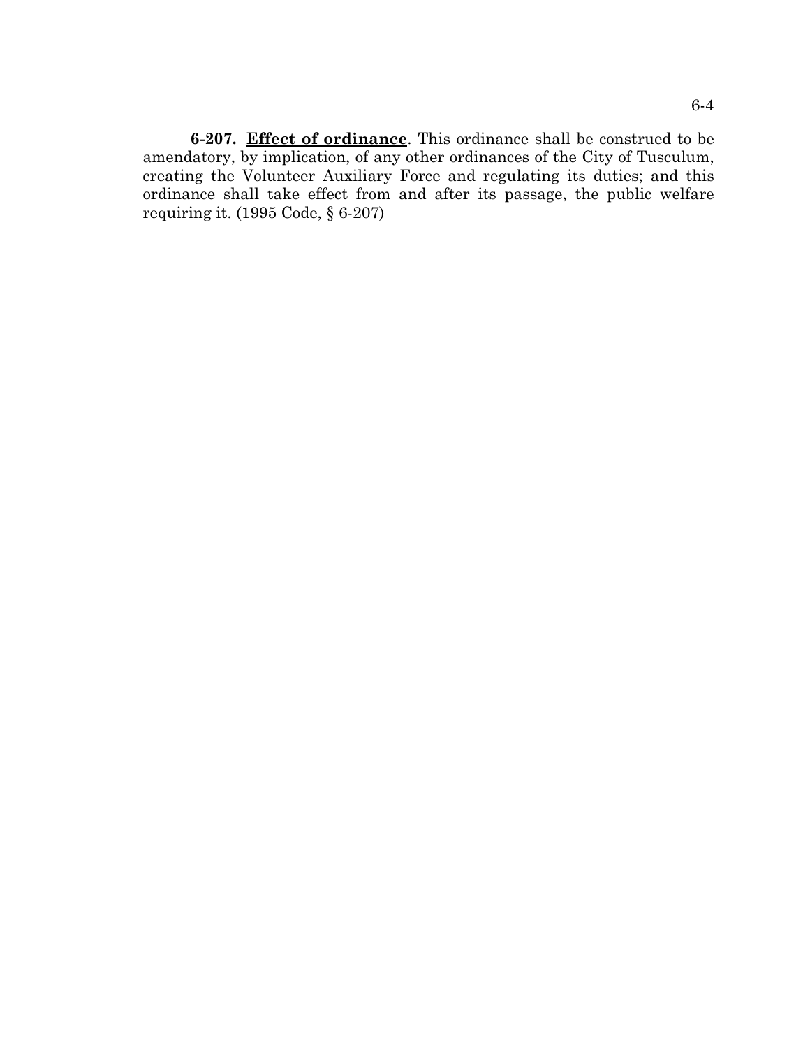**6-207. <u>Effect of ordinance</u>**. This ordinance shall be construed to be amendatory, by implication, of any other ordinances of the City of Tusculum, creating the Volunteer Auxiliary Force and regulating its duties; and this ordinance shall take effect from and after its passage, the public welfare requiring it. (1995 Code, § 6-207)